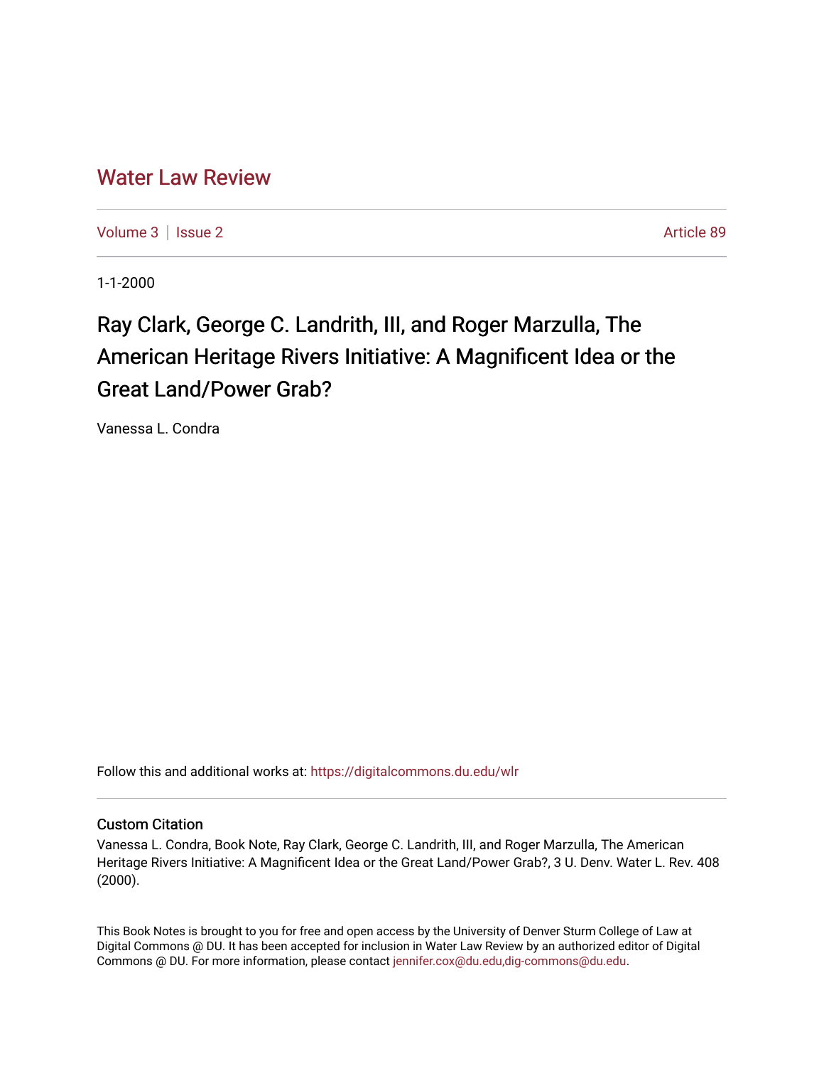# Water Law Review

Volume 3 | Issue 2 Article 89

1-1-2000

## Ray Clark, George C. Landrith, III, and Roger Marzulla, The American Heritage Rivers Initiative: A Magnificent Idea or the Great Land/Power Grab?

Vanessa L. Condra

Follow this and additional works at: https://digitalcommons.du.edu/wlr

### Custom Citation

Vanessa L. Condra, Book Note, Ray Clark, George C. Landrith, III, and Roger Marzulla, The American Heritage Rivers Initiative: A Magnificent Idea or the Great Land/Power Grab?, 3 U. Denv. Water L. Rev. 408 (2000).

This Book Notes is brought to you for free and open access by the University of Denver Sturm College of Law at Digital Commons @ DU. It has been accepted for inclusion in Water Law Review by an authorized editor of Digital Commons @ DU. For more information, please contact jennifer.cox@du.edu,dig-commons@du.edu.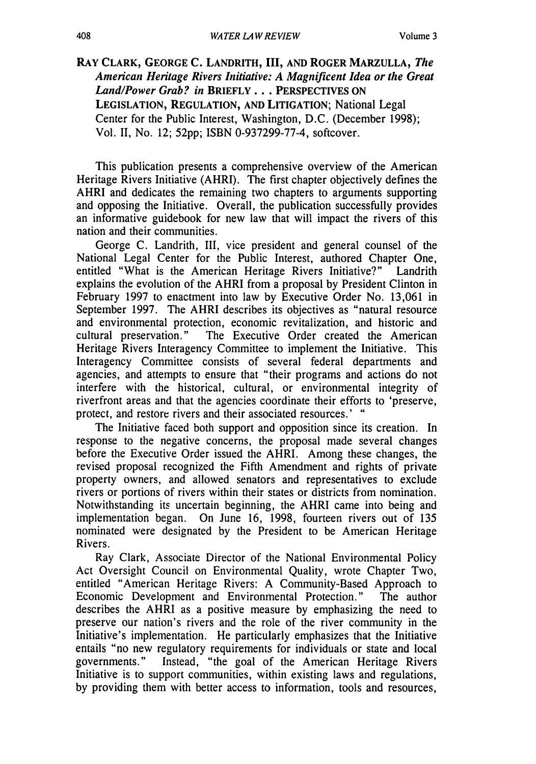**RAY CLARK, GEORGE C. LANDRITH, III, AND ROGER MARZULLA, *The American Heritage Rivers Initiative: A Magnificent Idea or the Great Land/Power Grab? in* BRIEFLY . . . PERSPECTIVES ON LEGISLATION, REGULATION, AND LITIGATION**; National Legal Center for the Public Interest, Washington, D.C. (December 1998); Vol. II, No. 12; 52pp; ISBN 0-937299-77-4, softcover.

This publication presents a comprehensive overview of the American Heritage Rivers Initiative (AHRI). The first chapter objectively defines the AHRI and dedicates the remaining two chapters to arguments supporting and opposing the Initiative. Overall, the publication successfully provides an informative guidebook for new law that will impact the rivers of this nation and their communities.

George C. Landrith, III, vice president and general counsel of the National Legal Center for the Public Interest, authored Chapter One, entitled "What is the American Heritage Rivers Initiative?" Landrith explains the evolution of the AHRI from a proposal by President Clinton in February 1997 to enactment into law by Executive Order No. 13,061 in September 1997. The AHRI describes its objectives as "natural resource and environmental protection, economic revitalization, and historic and cultural preservation." The Executive Order created the American Heritage Rivers Interagency Committee to implement the Initiative. This Interagency Committee consists of several federal departments and agencies, and attempts to ensure that "their programs and actions do not interfere with the historical, cultural, or environmental integrity of riverfront areas and that the agencies coordinate their efforts to 'preserve, protect, and restore rivers and their associated resources.' "

The Initiative faced both support and opposition since its creation. In response to the negative concerns, the proposal made several changes before the Executive Order issued the AHRI. Among these changes, the revised proposal recognized the Fifth Amendment and rights of private property owners, and allowed senators and representatives to exclude rivers or portions of rivers within their states or districts from nomination. Notwithstanding its uncertain beginning, the AHRI came into being and implementation began. On June 16, 1998, fourteen rivers out of 135 nominated were designated by the President to be American Heritage Rivers.

Ray Clark, Associate Director of the National Environmental Policy Act Oversight Council on Environmental Quality, wrote Chapter Two, entitled "American Heritage Rivers: A Community-Based Approach to Economic Development and Environmental Protection." The author describes the AHRI as a positive measure by emphasizing the need to preserve our nation's rivers and the role of the river community in the Initiative's implementation. He particularly emphasizes that the Initiative entails "no new regulatory requirements for individuals or state and local governments." Instead, "the goal of the American Heritage Rivers Initiative is to support communities, within existing laws and regulations, by providing them with better access to information, tools and resources,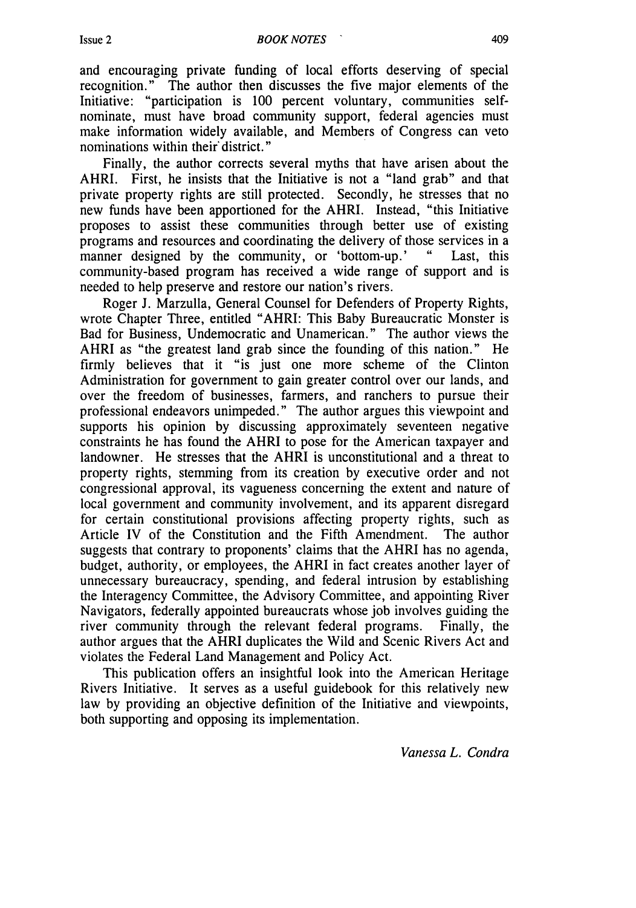and encouraging private funding of local efforts deserving of special recognition." The author then discusses the five major elements of the Initiative: "participation is 100 percent voluntary, communities self-nominate, must have broad community support, federal agencies must make information widely available, and Members of Congress can veto nominations within their district."

Finally, the author corrects several myths that have arisen about the AHRI. First, he insists that the Initiative is not a "land grab" and that private property rights are still protected. Secondly, he stresses that no new funds have been apportioned for the AHRI. Instead, "this Initiative proposes to assist these communities through better use of existing programs and resources and coordinating the delivery of those services in a manner designed by the community, or 'bottom-up.' " Last, this community-based program has received a wide range of support and is needed to help preserve and restore our nation's rivers.

Roger J. Marzulla, General Counsel for Defenders of Property Rights, wrote Chapter Three, entitled "AHRI: This Baby Bureaucratic Monster is Bad for Business, Undemocratic and Unamerican." The author views the AHRI as "the greatest land grab since the founding of this nation." He firmly believes that it "is just one more scheme of the Clinton Administration for government to gain greater control over our lands, and over the freedom of businesses, farmers, and ranchers to pursue their professional endeavors unimpeded." The author argues this viewpoint and supports his opinion by discussing approximately seventeen negative constraints he has found the AHRI to pose for the American taxpayer and landowner. He stresses that the AHRI is unconstitutional and a threat to property rights, stemming from its creation by executive order and not congressional approval, its vagueness concerning the extent and nature of local government and community involvement, and its apparent disregard for certain constitutional provisions affecting property rights, such as Article IV of the Constitution and the Fifth Amendment. The author suggests that contrary to proponents' claims that the AHRI has no agenda, budget, authority, or employees, the AHRI in fact creates another layer of unnecessary bureaucracy, spending, and federal intrusion by establishing the Interagency Committee, the Advisory Committee, and appointing River Navigators, federally appointed bureaucrats whose job involves guiding the river community through the relevant federal programs. Finally, the author argues that the AHRI duplicates the Wild and Scenic Rivers Act and violates the Federal Land Management and Policy Act.

This publication offers an insightful look into the American Heritage Rivers Initiative. It serves as a useful guidebook for this relatively new law by providing an objective definition of the Initiative and viewpoints, both supporting and opposing its implementation.

*Vanessa L. Condra*